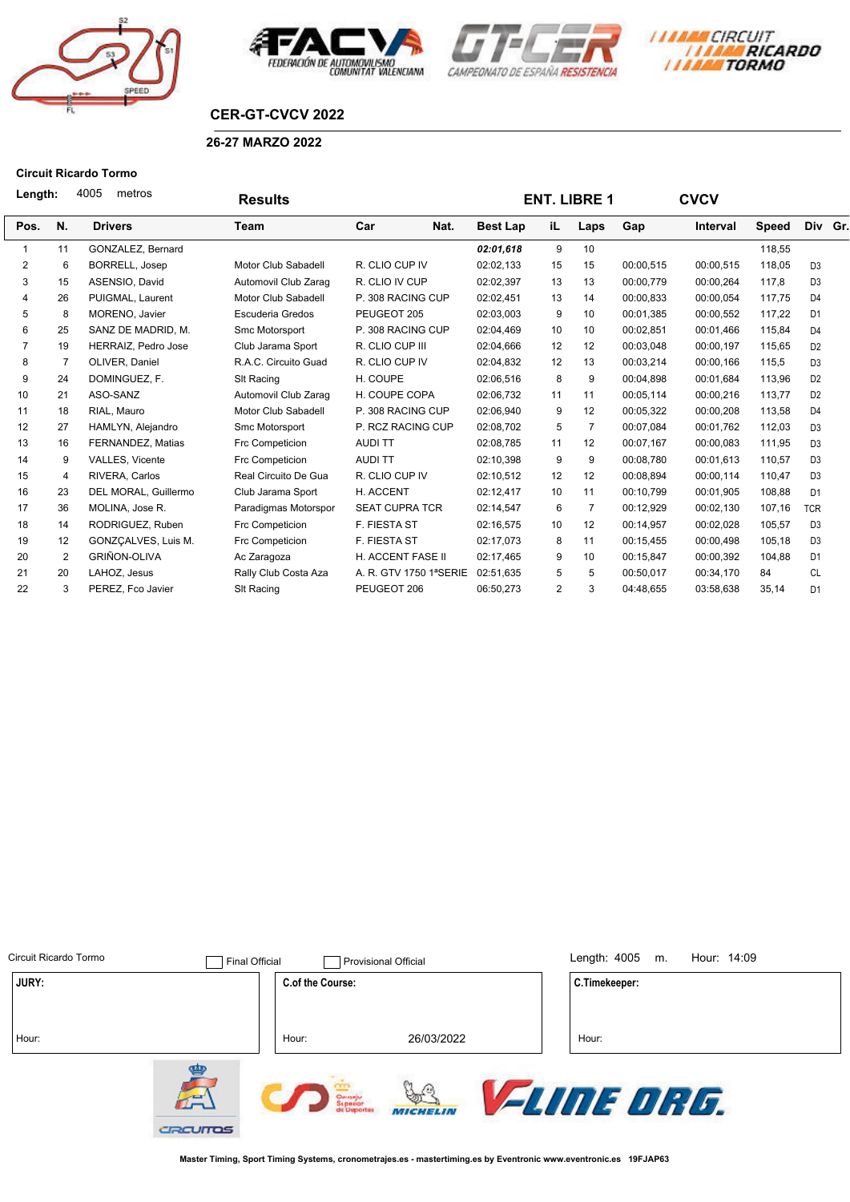## CER-GT-CVCV 2022

### 26-27 MARZO 2022

**Circuit Ricardo Tormo**

**Length:** 4005 metros

**Results** — **ENT. LIBRE 1** — **CVCV**

| Pos. | N. | Drivers | Team | Car | Nat. | Best Lap | iL | Laps | Gap | Interval | Speed | Div | Gr. |
|---|---|---|---|---|---|---|---|---|---|---|---|---|---|
| 1 | 11 | GONZALEZ, Bernard | | | | ***02:01,618*** | 9 | 10 | | | 118,55 | | |
| 2 | 6 | BORRELL, Josep | Motor Club Sabadell | R. CLIO CUP IV | | 02:02,133 | 15 | 15 | 00:00,515 | 00:00,515 | 118,05 | D3 | |
| 3 | 15 | ASENSIO, David | Automovil Club Zarag | R. CLIO IV CUP | | 02:02,397 | 13 | 13 | 00:00,779 | 00:00,264 | 117,8 | D3 | |
| 4 | 26 | PUIGMAL, Laurent | Motor Club Sabadell | P. 308 RACING CUP | | 02:02,451 | 13 | 14 | 00:00,833 | 00:00,054 | 117,75 | D4 | |
| 5 | 8 | MORENO, Javier | Escuderia Gredos | PEUGEOT 205 | | 02:03,003 | 9 | 10 | 00:01,385 | 00:00,552 | 117,22 | D1 | |
| 6 | 25 | SANZ DE MADRID, M. | Smc Motorsport | P. 308 RACING CUP | | 02:04,469 | 10 | 10 | 00:02,851 | 00:01,466 | 115,84 | D4 | |
| 7 | 19 | HERRAIZ, Pedro Jose | Club Jarama Sport | R. CLIO CUP III | | 02:04,666 | 12 | 12 | 00:03,048 | 00:00,197 | 115,65 | D2 | |
| 8 | 7 | OLIVER, Daniel | R.A.C. Circuito Guad | R. CLIO CUP IV | | 02:04,832 | 12 | 13 | 00:03,214 | 00:00,166 | 115,5 | D3 | |
| 9 | 24 | DOMINGUEZ, F. | Slt Racing | H. COUPE | | 02:06,516 | 8 | 9 | 00:04,898 | 00:01,684 | 113,96 | D2 | |
| 10 | 21 | ASO-SANZ | Automovil Club Zarag | H. COUPE COPA | | 02:06,732 | 11 | 11 | 00:05,114 | 00:00,216 | 113,77 | D2 | |
| 11 | 18 | RIAL, Mauro | Motor Club Sabadell | P. 308 RACING CUP | | 02:06,940 | 9 | 12 | 00:05,322 | 00:00,208 | 113,58 | D4 | |
| 12 | 27 | HAMLYN, Alejandro | Smc Motorsport | P. RCZ RACING CUP | | 02:08,702 | 5 | 7 | 00:07,084 | 00:01,762 | 112,03 | D3 | |
| 13 | 16 | FERNANDEZ, Matias | Frc Competicion | AUDI TT | | 02:08,785 | 11 | 12 | 00:07,167 | 00:00,083 | 111,95 | D3 | |
| 14 | 9 | VALLES, Vicente | Frc Competicion | AUDI TT | | 02:10,398 | 9 | 9 | 00:08,780 | 00:01,613 | 110,57 | D3 | |
| 15 | 4 | RIVERA, Carlos | Real Circuito De Gua | R. CLIO CUP IV | | 02:10,512 | 12 | 12 | 00:08,894 | 00:00,114 | 110,47 | D3 | |
| 16 | 23 | DEL MORAL, Guillermo | Club Jarama Sport | H. ACCENT | | 02:12,417 | 10 | 11 | 00:10,799 | 00:01,905 | 108,88 | D1 | |
| 17 | 36 | MOLINA, Jose R. | Paradigmas Motorspor | SEAT CUPRA TCR | | 02:14,547 | 6 | 7 | 00:12,929 | 00:02,130 | 107,16 | TCR | |
| 18 | 14 | RODRIGUEZ, Ruben | Frc Competicion | F. FIESTA ST | | 02:16,575 | 10 | 12 | 00:14,957 | 00:02,028 | 105,57 | D3 | |
| 19 | 12 | GONZÇALVES, Luis M. | Frc Competicion | F. FIESTA ST | | 02:17,073 | 8 | 11 | 00:15,455 | 00:00,498 | 105,18 | D3 | |
| 20 | 2 | GRIÑON-OLIVA | Ac Zaragoza | H. ACCENT FASE II | | 02:17,465 | 9 | 10 | 00:15,847 | 00:00,392 | 104,88 | D1 | |
| 21 | 20 | LAHOZ, Jesus | Rally Club Costa Aza | A. R. GTV 1750 1ªSERIE | | 02:51,635 | 5 | 5 | 00:50,017 | 00:34,170 | 84 | CL | |
| 22 | 3 | PEREZ, Fco Javier | Slt Racing | PEUGEOT 206 | | 06:50,273 | 2 | 3 | 04:48,655 | 03:58,638 | 35,14 | D1 | |

Circuit Ricardo Tormo — ☐ Final Official — ☐ Provisional Official — Length: 4005 m. — Hour: 14:09

| JURY: | C.of the Course: | C.Timekeeper: |
|---|---|---|
| Hour: | Hour: 26/03/2022 | Hour: |

Master Timing, Sport Timing Systems, cronometrajes.es - mastertiming.es by Eventronic www.eventronic.es 19FJAP63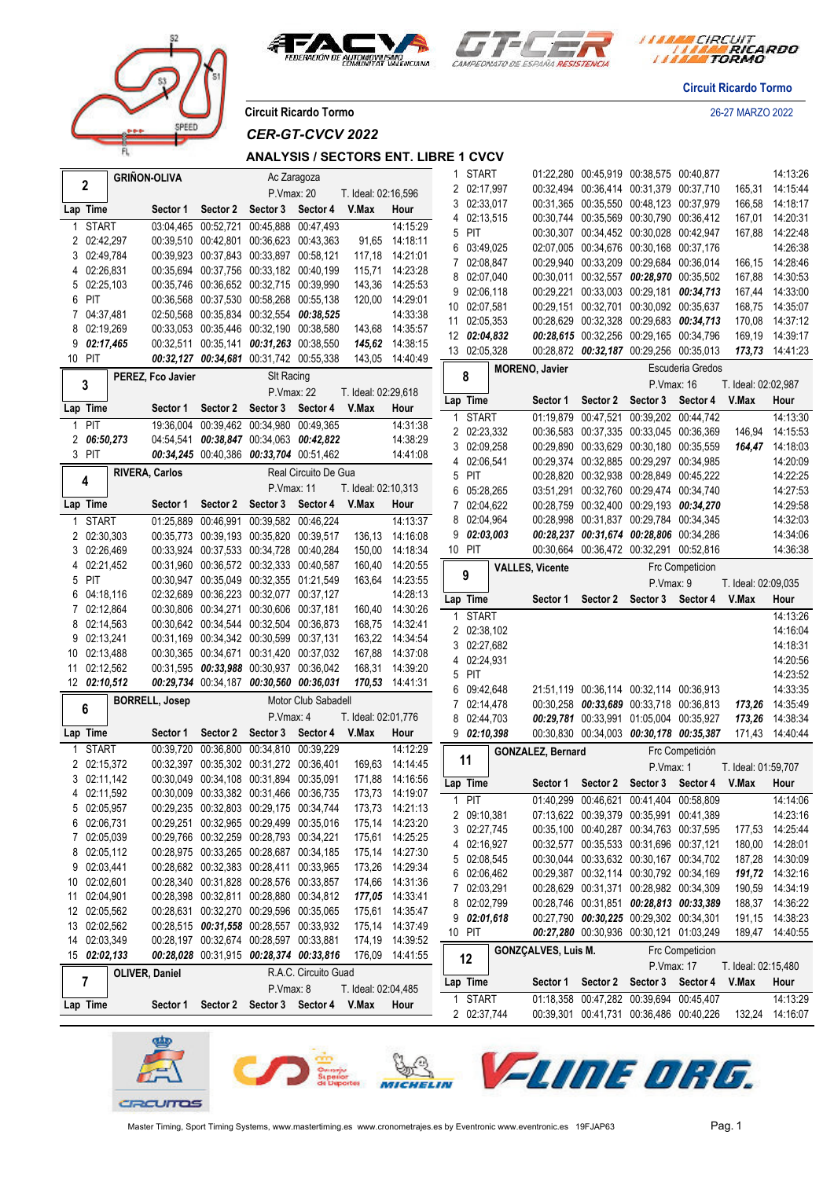Circuit Ricardo Tormo

26-27 MARZO 2022

## Circuit Ricardo Tormo

### CER-GT-CVCV 2022

### ANALYSIS / SECTORS ENT. LIBRE 1 CVCV

**2 — GRIÑON-OLIVA** — Ac Zaragoza — P.Vmax: 20 — T. Ideal: 02:16,596

| Lap | Time | Sector 1 | Sector 2 | Sector 3 | Sector 4 | V.Max | Hour |
|---|---|---|---|---|---|---|---|
| 1 | START | 03:04,465 | 00:52,721 | 00:45,888 | 00:47,493 | | 14:15:29 |
| 2 | 02:42,297 | 00:39,510 | 00:42,801 | 00:36,623 | 00:43,363 | 91,65 | 14:18:11 |
| 3 | 02:49,784 | 00:39,923 | 00:37,843 | 00:33,897 | 00:58,121 | 117,18 | 14:21:01 |
| 4 | 02:26,831 | 00:35,694 | 00:37,756 | 00:33,182 | 00:40,199 | 115,71 | 14:23:28 |
| 5 | 02:25,103 | 00:35,746 | 00:36,652 | 00:32,715 | 00:39,990 | 143,36 | 14:25:53 |
| 6 | PIT | 00:36,568 | 00:37,530 | 00:58,268 | 00:55,138 | 120,00 | 14:29:01 |
| 7 | 04:37,481 | 02:50,568 | 00:35,834 | 00:32,554 | *00:38,525* | | 14:33:38 |
| 8 | 02:19,269 | 00:33,053 | 00:35,446 | 00:32,190 | 00:38,580 | 143,68 | 14:35:57 |
| 9 | *02:17,465* | 00:32,511 | 00:35,141 | *00:31,263* | 00:38,550 | *145,62* | 14:38:15 |
| 10 | PIT | *00:32,127* | *00:34,681* | 00:31,742 | 00:55,338 | 143,05 | 14:40:49 |

**3 — PEREZ, Fco Javier** — Slt Racing — P.Vmax: 22 — T. Ideal: 02:29,618

| Lap | Time | Sector 1 | Sector 2 | Sector 3 | Sector 4 | V.Max | Hour |
|---|---|---|---|---|---|---|---|
| 1 | PIT | 19:36,004 | 00:39,462 | 00:34,980 | 00:49,365 | | 14:31:38 |
| 2 | *06:50,273* | 04:54,541 | *00:38,847* | 00:34,063 | *00:42,822* | | 14:38:29 |
| 3 | PIT | *00:34,245* | 00:40,386 | *00:33,704* | 00:51,462 | | 14:41:08 |

**4 — RIVERA, Carlos** — Real Circuito De Gua — P.Vmax: 11 — T. Ideal: 02:10,313

| Lap | Time | Sector 1 | Sector 2 | Sector 3 | Sector 4 | V.Max | Hour |
|---|---|---|---|---|---|---|---|
| 1 | START | 01:25,889 | 00:46,991 | 00:39,582 | 00:46,224 | | 14:13:37 |
| 2 | 02:30,303 | 00:35,773 | 00:39,193 | 00:35,820 | 00:39,517 | 136,13 | 14:16:08 |
| 3 | 02:26,469 | 00:33,924 | 00:37,533 | 00:34,728 | 00:40,284 | 150,00 | 14:18:34 |
| 4 | 02:21,452 | 00:31,960 | 00:36,572 | 00:32,333 | 00:40,587 | 160,40 | 14:20:55 |
| 5 | PIT | 00:30,947 | 00:35,049 | 00:32,355 | 01:21,549 | 163,64 | 14:23:55 |
| 6 | 04:18,116 | 02:32,689 | 00:36,223 | 00:32,077 | 00:37,127 | | 14:28:13 |
| 7 | 02:12,864 | 00:30,806 | 00:34,271 | 00:30,606 | 00:37,181 | 160,40 | 14:30:26 |
| 8 | 02:14,563 | 00:30,642 | 00:34,544 | 00:32,504 | 00:36,873 | 168,75 | 14:32:41 |
| 9 | 02:13,241 | 00:31,169 | 00:34,342 | 00:30,599 | 00:37,131 | 163,22 | 14:34:54 |
| 10 | 02:13,488 | 00:30,365 | 00:34,671 | 00:31,420 | 00:37,032 | 167,88 | 14:37:08 |
| 11 | 02:12,562 | 00:31,595 | *00:33,988* | 00:30,937 | 00:36,042 | 168,31 | 14:39:20 |
| 12 | *02:10,512* | *00:29,734* | 00:34,187 | *00:30,560* | *00:36,031* | *170,53* | 14:41:31 |

**6 — BORRELL, Josep** — Motor Club Sabadell — P.Vmax: 4 — T. Ideal: 02:01,776

| Lap | Time | Sector 1 | Sector 2 | Sector 3 | Sector 4 | V.Max | Hour |
|---|---|---|---|---|---|---|---|
| 1 | START | 00:39,720 | 00:36,800 | 00:34,810 | 00:39,229 | | 14:12:29 |
| 2 | 02:15,372 | 00:32,397 | 00:35,302 | 00:31,272 | 00:36,401 | 169,63 | 14:14:45 |
| 3 | 02:11,142 | 00:30,049 | 00:34,108 | 00:31,894 | 00:35,091 | 171,88 | 14:16:56 |
| 4 | 02:11,592 | 00:30,009 | 00:33,382 | 00:31,466 | 00:36,735 | 173,73 | 14:19:07 |
| 5 | 02:05,957 | 00:29,235 | 00:32,803 | 00:29,175 | 00:34,744 | 173,73 | 14:21:13 |
| 6 | 02:06,731 | 00:29,251 | 00:32,965 | 00:29,499 | 00:35,016 | 175,14 | 14:23:20 |
| 7 | 02:05,039 | 00:29,766 | 00:32,259 | 00:28,793 | 00:34,221 | 175,61 | 14:25:25 |
| 8 | 02:05,112 | 00:28,975 | 00:33,265 | 00:28,687 | 00:34,185 | 175,14 | 14:27:30 |
| 9 | 02:03,441 | 00:28,682 | 00:32,383 | 00:28,411 | 00:33,965 | 173,26 | 14:29:34 |
| 10 | 02:02,601 | 00:28,340 | 00:31,828 | 00:28,576 | 00:33,857 | 174,66 | 14:31:36 |
| 11 | 02:04,901 | 00:28,398 | 00:32,811 | 00:28,880 | 00:34,812 | *177,05* | 14:33:41 |
| 12 | 02:02,562 | 00:28,631 | 00:32,270 | 00:29,596 | 00:35,065 | 175,61 | 14:35:47 |
| 13 | 02:02,562 | 00:28,515 | *00:31,558* | 00:28,557 | 00:33,932 | 175,14 | 14:37:49 |
| 14 | 02:03,349 | 00:28,197 | 00:32,674 | 00:28,597 | 00:33,881 | 174,19 | 14:39:52 |
| 15 | *02:02,133* | *00:28,028* | 00:31,915 | *00:28,374* | *00:33,816* | 176,09 | 14:41:55 |

**7 — OLIVER, Daniel** — R.A.C. Circuito Guad — P.Vmax: 8 — T. Ideal: 02:04,485

| Lap | Time | Sector 1 | Sector 2 | Sector 3 | Sector 4 | V.Max | Hour |
|---|---|---|---|---|---|---|---|
| 1 | START | 01:22,280 | 00:45,919 | 00:38,575 | 00:40,877 | | 14:13:26 |
| 2 | 02:17,997 | 00:32,494 | 00:36,414 | 00:31,379 | 00:37,710 | 165,31 | 14:15:44 |
| 3 | 02:33,017 | 00:31,365 | 00:35,550 | 00:48,123 | 00:37,979 | 166,58 | 14:18:17 |
| 4 | 02:13,515 | 00:30,744 | 00:35,569 | 00:30,790 | 00:36,412 | 167,01 | 14:20:31 |
| 5 | PIT | 00:30,307 | 00:34,452 | 00:30,028 | 00:42,947 | 167,88 | 14:22:48 |
| 6 | 03:49,025 | 02:07,005 | 00:34,676 | 00:30,168 | 00:37,176 | | 14:26:38 |
| 7 | 02:08,847 | 00:29,940 | 00:33,209 | 00:29,684 | 00:36,014 | 166,15 | 14:28:46 |
| 8 | 02:07,040 | 00:30,011 | 00:32,557 | *00:28,970* | 00:35,502 | 167,88 | 14:30:53 |
| 9 | 02:06,118 | 00:29,221 | 00:33,003 | 00:29,181 | *00:34,713* | 167,44 | 14:33:00 |
| 10 | 02:07,581 | 00:29,151 | 00:32,701 | 00:30,092 | 00:35,637 | 168,75 | 14:35:07 |
| 11 | 02:05,353 | 00:28,629 | 00:32,328 | 00:29,683 | *00:34,713* | 170,08 | 14:37:12 |
| 12 | *02:04,832* | *00:28,615* | 00:32,256 | 00:29,165 | 00:34,796 | 169,19 | 14:39:17 |
| 13 | 02:05,328 | 00:28,872 | *00:32,187* | 00:29,256 | 00:35,013 | *173,73* | 14:41:23 |

**8 — MORENO, Javier** — Escuderia Gredos — P.Vmax: 16 — T. Ideal: 02:02,987

| Lap | Time | Sector 1 | Sector 2 | Sector 3 | Sector 4 | V.Max | Hour |
|---|---|---|---|---|---|---|---|
| 1 | START | 01:19,879 | 00:47,521 | 00:39,202 | 00:44,742 | | 14:13:30 |
| 2 | 02:23,332 | 00:36,583 | 00:37,335 | 00:33,045 | 00:36,369 | 146,94 | 14:15:53 |
| 3 | 02:09,258 | 00:29,890 | 00:33,629 | 00:30,180 | 00:35,559 | *164,47* | 14:18:03 |
| 4 | 02:06,541 | 00:29,374 | 00:32,885 | 00:29,297 | 00:34,985 | | 14:20:09 |
| 5 | PIT | 00:28,820 | 00:32,938 | 00:28,849 | 00:45,222 | | 14:22:25 |
| 6 | 05:28,265 | 03:51,291 | 00:32,760 | 00:29,474 | 00:34,740 | | 14:27:53 |
| 7 | 02:04,622 | 00:28,759 | 00:32,400 | 00:29,193 | *00:34,270* | | 14:29:58 |
| 8 | 02:04,964 | 00:28,998 | 00:31,837 | 00:29,784 | 00:34,345 | | 14:32:03 |
| 9 | *02:03,003* | *00:28,237* | *00:31,674* | *00:28,806* | 00:34,286 | | 14:34:06 |
| 10 | PIT | 00:30,664 | 00:36,472 | 00:32,291 | 00:52,816 | | 14:36:38 |

**9 — VALLES, Vicente** — Frc Competicion — P.Vmax: 9 — T. Ideal: 02:09,035

| Lap | Time | Sector 1 | Sector 2 | Sector 3 | Sector 4 | V.Max | Hour |
|---|---|---|---|---|---|---|---|
| 1 | START | | | | | | 14:13:26 |
| 2 | 02:38,102 | | | | | | 14:16:04 |
| 3 | 02:27,682 | | | | | | 14:18:31 |
| 4 | 02:24,931 | | | | | | 14:20:56 |
| 5 | PIT | | | | | | 14:23:52 |
| 6 | 09:42,648 | 21:51,119 | 00:36,114 | 00:32,114 | 00:36,913 | | 14:33:35 |
| 7 | 02:14,478 | 00:30,258 | *00:33,689* | 00:33,718 | 00:36,813 | *173,26* | 14:35:49 |
| 8 | 02:44,703 | *00:29,781* | 00:33,991 | 01:05,004 | 00:35,927 | *173,26* | 14:38:34 |
| 9 | *02:10,398* | 00:30,830 | 00:34,003 | *00:30,178* | *00:35,387* | 171,43 | 14:40:44 |

**11 — GONZALEZ, Bernard** — Frc Competición — P.Vmax: 1 — T. Ideal: 01:59,707

| Lap | Time | Sector 1 | Sector 2 | Sector 3 | Sector 4 | V.Max | Hour |
|---|---|---|---|---|---|---|---|
| 1 | PIT | 01:40,299 | 00:46,621 | 00:41,404 | 00:58,809 | | 14:14:06 |
| 2 | 09:10,381 | 07:13,622 | 00:39,379 | 00:35,991 | 00:41,389 | | 14:23:16 |
| 3 | 02:27,745 | 00:35,100 | 00:40,287 | 00:34,763 | 00:37,595 | 177,53 | 14:25:44 |
| 4 | 02:16,927 | 00:32,577 | 00:35,533 | 00:31,696 | 00:37,121 | 180,00 | 14:28:01 |
| 5 | 02:08,545 | 00:30,044 | 00:33,632 | 00:30,167 | 00:34,702 | 187,28 | 14:30:09 |
| 6 | 02:06,462 | 00:29,387 | 00:32,114 | 00:30,792 | 00:34,169 | *191,72* | 14:32:16 |
| 7 | 02:03,291 | 00:28,629 | 00:31,371 | 00:28,982 | 00:34,309 | 190,59 | 14:34:19 |
| 8 | 02:02,799 | 00:28,746 | 00:31,851 | *00:28,813* | *00:33,389* | 188,37 | 14:36:22 |
| 9 | *02:01,618* | 00:27,790 | *00:30,225* | 00:29,302 | 00:34,301 | 191,15 | 14:38:23 |
| 10 | PIT | *00:27,280* | 00:30,936 | 00:30,121 | 01:03,249 | 189,47 | 14:40:55 |

**12 — GONZÇALVES, Luis M.** — Frc Competicion — P.Vmax: 17 — T. Ideal: 02:15,480

| Lap | Time | Sector 1 | Sector 2 | Sector 3 | Sector 4 | V.Max | Hour |
|---|---|---|---|---|---|---|---|
| 1 | START | 01:18,358 | 00:47,282 | 00:39,694 | 00:45,407 | | 14:13:29 |
| 2 | 02:37,744 | 00:39,301 | 00:41,731 | 00:36,486 | 00:40,226 | 132,24 | 14:16:07 |

Master Timing, Sport Timing Systems, www.mastertiming.es www.cronometrajes.es by Eventronic www.eventronic.es 19FJAP63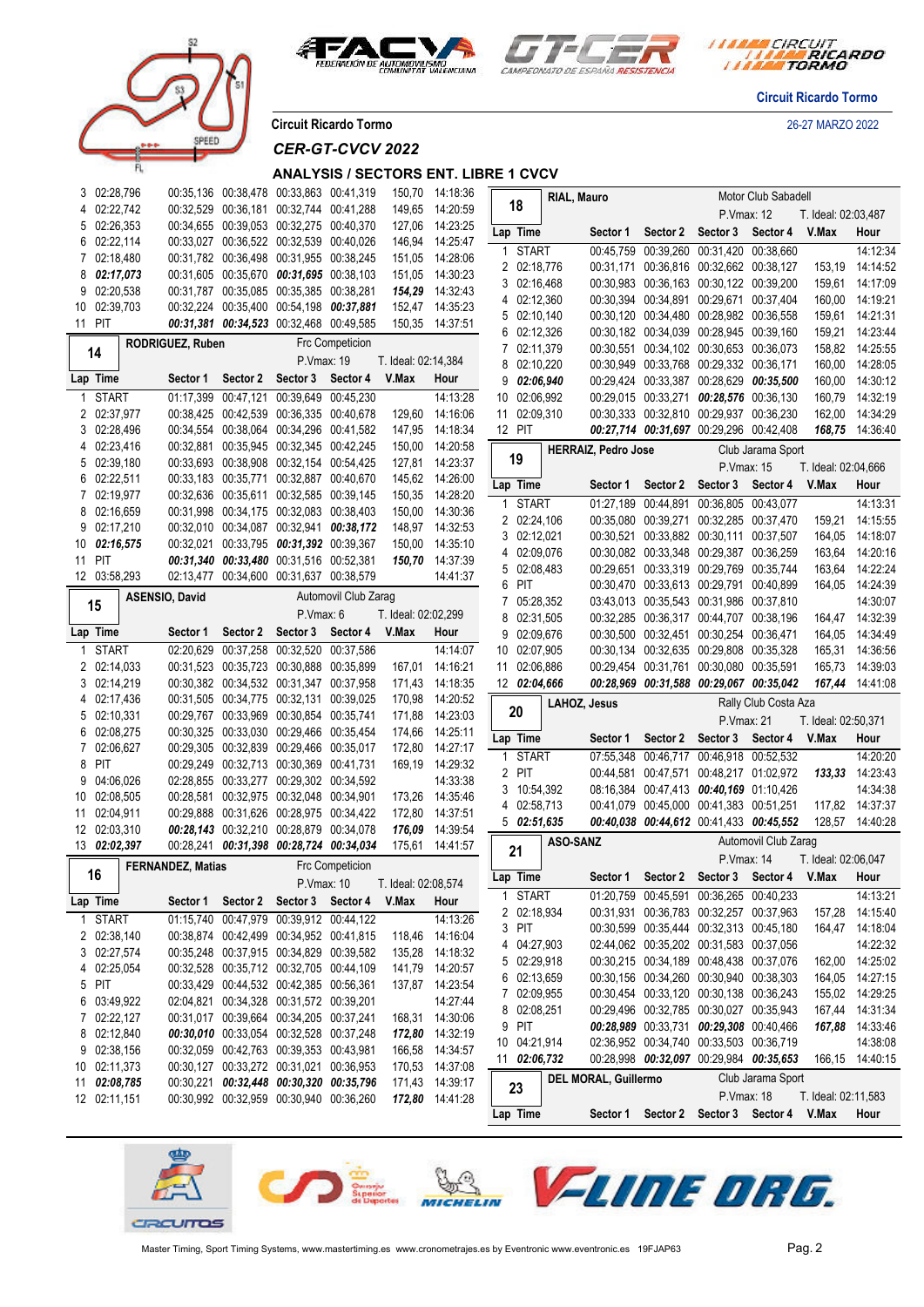Circuit Ricardo Tormo

26-27 MARZO 2022

Circuit Ricardo Tormo

*CER-GT-CVCV 2022*

**ANALYSIS / SECTORS ENT. LIBRE 1 CVCV**

| Lap | Time | Sector 1 | Sector 2 | Sector 3 | Sector 4 | V.Max | Hour |
|---|---|---|---|---|---|---|---|
| 3 | 02:28,796 | 00:35,136 | 00:38,478 | 00:33,863 | 00:41,319 | 150,70 | 14:18:36 |
| 4 | 02:22,742 | 00:32,529 | 00:36,181 | 00:32,744 | 00:41,288 | 149,65 | 14:20:59 |
| 5 | 02:26,353 | 00:34,655 | 00:39,053 | 00:32,275 | 00:40,370 | 127,06 | 14:23:25 |
| 6 | 02:22,114 | 00:33,027 | 00:36,522 | 00:32,539 | 00:40,026 | 146,94 | 14:25:47 |
| 7 | 02:18,480 | 00:31,782 | 00:36,498 | 00:31,955 | 00:38,245 | 151,05 | 14:28:06 |
| 8 | ***02:17,073*** | 00:31,605 | 00:35,670 | ***00:31,695*** | 00:38,103 | 151,05 | 14:30:23 |
| 9 | 02:20,538 | 00:31,787 | 00:35,085 | 00:35,385 | 00:38,281 | ***154,29*** | 14:32:43 |
| 10 | 02:39,703 | 00:32,224 | 00:35,400 | 00:54,198 | ***00:37,881*** | 152,47 | 14:35:23 |
| 11 | PIT | ***00:31,381*** | ***00:34,523*** | 00:32,468 | 00:49,585 | 150,35 | 14:37:51 |

**14 — RODRIGUEZ, Ruben** — Frc Competicion — P.Vmax: 19 — T. Ideal: 02:14,384

| Lap | Time | Sector 1 | Sector 2 | Sector 3 | Sector 4 | V.Max | Hour |
|---|---|---|---|---|---|---|---|
| 1 | START | 01:17,399 | 00:47,121 | 00:39,649 | 00:45,230 | | 14:13:28 |
| 2 | 02:37,977 | 00:38,425 | 00:42,539 | 00:36,335 | 00:40,678 | 129,60 | 14:16:06 |
| 3 | 02:28,496 | 00:34,554 | 00:38,064 | 00:34,296 | 00:41,582 | 147,95 | 14:18:34 |
| 4 | 02:23,416 | 00:32,881 | 00:35,945 | 00:32,345 | 00:42,245 | 150,00 | 14:20:58 |
| 5 | 02:39,180 | 00:33,693 | 00:38,908 | 00:32,154 | 00:54,425 | 127,81 | 14:23:37 |
| 6 | 02:22,511 | 00:33,183 | 00:35,771 | 00:32,887 | 00:40,670 | 145,62 | 14:26:00 |
| 7 | 02:19,977 | 00:32,636 | 00:35,611 | 00:32,585 | 00:39,145 | 150,35 | 14:28:20 |
| 8 | 02:16,659 | 00:31,998 | 00:34,175 | 00:32,083 | 00:38,403 | 150,00 | 14:30:36 |
| 9 | 02:17,210 | 00:32,010 | 00:34,087 | 00:32,941 | ***00:38,172*** | 148,97 | 14:32:53 |
| 10 | ***02:16,575*** | 00:32,021 | 00:33,795 | ***00:31,392*** | 00:39,367 | 150,00 | 14:35:10 |
| 11 | PIT | ***00:31,340*** | ***00:33,480*** | 00:31,516 | 00:52,381 | ***150,70*** | 14:37:39 |
| 12 | 03:58,293 | 02:13,477 | 00:34,600 | 00:31,637 | 00:38,579 | | 14:41:37 |

**15 — ASENSIO, David** — Automovil Club Zarag — P.Vmax: 6 — T. Ideal: 02:02,299

| Lap | Time | Sector 1 | Sector 2 | Sector 3 | Sector 4 | V.Max | Hour |
|---|---|---|---|---|---|---|---|
| 1 | START | 02:20,629 | 00:37,258 | 00:32,520 | 00:37,586 | | 14:14:07 |
| 2 | 02:14,033 | 00:31,523 | 00:35,723 | 00:30,888 | 00:35,899 | 167,01 | 14:16:21 |
| 3 | 02:14,219 | 00:30,382 | 00:34,532 | 00:31,347 | 00:37,958 | 171,43 | 14:18:35 |
| 4 | 02:17,436 | 00:31,505 | 00:34,775 | 00:32,131 | 00:39,025 | 170,98 | 14:20:52 |
| 5 | 02:10,331 | 00:29,767 | 00:33,969 | 00:30,854 | 00:35,741 | 171,88 | 14:23:03 |
| 6 | 02:08,275 | 00:30,325 | 00:33,030 | 00:29,466 | 00:35,454 | 174,66 | 14:25:11 |
| 7 | 02:06,627 | 00:29,305 | 00:32,839 | 00:29,466 | 00:35,017 | 172,80 | 14:27:17 |
| 8 | PIT | 00:29,249 | 00:32,713 | 00:30,369 | 00:41,731 | 169,19 | 14:29:32 |
| 9 | 04:06,026 | 02:28,855 | 00:33,277 | 00:29,302 | 00:34,592 | | 14:33:38 |
| 10 | 02:08,505 | 00:28,581 | 00:32,975 | 00:32,048 | 00:34,901 | 173,26 | 14:35:46 |
| 11 | 02:04,911 | 00:29,888 | 00:31,626 | 00:28,975 | 00:34,422 | 172,80 | 14:37:51 |
| 12 | 02:03,310 | ***00:28,143*** | 00:32,210 | 00:28,879 | 00:34,078 | ***176,09*** | 14:39:54 |
| 13 | ***02:02,397*** | 00:28,241 | ***00:31,398*** | ***00:28,724*** | ***00:34,034*** | 175,61 | 14:41:57 |

**16 — FERNANDEZ, Matias** — Frc Competicion — P.Vmax: 10 — T. Ideal: 02:08,574

| Lap | Time | Sector 1 | Sector 2 | Sector 3 | Sector 4 | V.Max | Hour |
|---|---|---|---|---|---|---|---|
| 1 | START | 01:15,740 | 00:47,979 | 00:39,912 | 00:44,122 | | 14:13:26 |
| 2 | 02:38,140 | 00:38,874 | 00:42,499 | 00:34,952 | 00:41,815 | 118,46 | 14:16:04 |
| 3 | 02:27,574 | 00:35,248 | 00:37,915 | 00:34,829 | 00:39,582 | 135,28 | 14:18:32 |
| 4 | 02:25,054 | 00:32,528 | 00:35,712 | 00:32,705 | 00:44,109 | 141,79 | 14:20:57 |
| 5 | PIT | 00:33,429 | 00:44,532 | 00:42,385 | 00:56,361 | 137,87 | 14:23:54 |
| 6 | 03:49,922 | 02:04,821 | 00:34,328 | 00:31,572 | 00:39,201 | | 14:27:44 |
| 7 | 02:22,127 | 00:31,017 | 00:39,664 | 00:34,205 | 00:37,241 | 168,31 | 14:30:06 |
| 8 | 02:12,840 | ***00:30,010*** | 00:33,054 | 00:32,528 | 00:37,248 | ***172,80*** | 14:32:19 |
| 9 | 02:38,156 | 00:32,059 | 00:42,763 | 00:39,353 | 00:43,981 | 166,58 | 14:34:57 |
| 10 | 02:11,373 | 00:30,127 | 00:33,272 | 00:31,021 | 00:36,953 | 170,53 | 14:37:08 |
| 11 | ***02:08,785*** | 00:30,221 | ***00:32,448*** | ***00:30,320*** | ***00:35,796*** | 171,43 | 14:39:17 |
| 12 | 02:11,151 | 00:30,992 | 00:32,959 | 00:30,940 | 00:36,260 | ***172,80*** | 14:41:28 |

**18 — RIAL, Mauro** — Motor Club Sabadell — P.Vmax: 12 — T. Ideal: 02:03,487

| Lap | Time | Sector 1 | Sector 2 | Sector 3 | Sector 4 | V.Max | Hour |
|---|---|---|---|---|---|---|---|
| 1 | START | 00:45,759 | 00:39,260 | 00:31,420 | 00:38,660 | | 14:12:34 |
| 2 | 02:18,776 | 00:31,171 | 00:36,816 | 00:32,662 | 00:38,127 | 153,19 | 14:14:52 |
| 3 | 02:16,468 | 00:30,983 | 00:36,163 | 00:30,122 | 00:39,200 | 159,61 | 14:17:09 |
| 4 | 02:12,360 | 00:30,394 | 00:34,891 | 00:29,671 | 00:37,404 | 160,00 | 14:19:21 |
| 5 | 02:10,140 | 00:30,120 | 00:34,480 | 00:28,982 | 00:36,558 | 159,61 | 14:21:31 |
| 6 | 02:12,326 | 00:30,182 | 00:34,039 | 00:28,945 | 00:39,160 | 159,21 | 14:23:44 |
| 7 | 02:11,379 | 00:30,551 | 00:34,102 | 00:30,653 | 00:36,073 | 158,82 | 14:25:55 |
| 8 | 02:10,220 | 00:30,949 | 00:33,768 | 00:29,332 | 00:36,171 | 160,00 | 14:28:05 |
| 9 | ***02:06,940*** | 00:29,424 | 00:33,387 | 00:28,629 | ***00:35,500*** | 160,00 | 14:30:12 |
| 10 | 02:06,992 | 00:29,015 | 00:33,271 | ***00:28,576*** | 00:36,130 | 160,79 | 14:32:19 |
| 11 | 02:09,310 | 00:30,333 | 00:32,810 | 00:29,937 | 00:36,230 | 162,00 | 14:34:29 |
| 12 | PIT | ***00:27,714*** | ***00:31,697*** | 00:29,296 | 00:42,408 | ***168,75*** | 14:36:40 |

**19 — HERRAIZ, Pedro Jose** — Club Jarama Sport — P.Vmax: 15 — T. Ideal: 02:04,666

| Lap | Time | Sector 1 | Sector 2 | Sector 3 | Sector 4 | V.Max | Hour |
|---|---|---|---|---|---|---|---|
| 1 | START | 01:27,189 | 00:44,891 | 00:36,805 | 00:43,077 | | 14:13:31 |
| 2 | 02:24,106 | 00:35,080 | 00:39,271 | 00:32,285 | 00:37,470 | 159,21 | 14:15:55 |
| 3 | 02:12,021 | 00:30,521 | 00:33,882 | 00:30,111 | 00:37,507 | 164,05 | 14:18:07 |
| 4 | 02:09,076 | 00:30,082 | 00:33,348 | 00:29,387 | 00:36,259 | 163,64 | 14:20:16 |
| 5 | 02:08,483 | 00:29,651 | 00:33,319 | 00:29,769 | 00:35,744 | 163,64 | 14:22:24 |
| 6 | PIT | 00:30,470 | 00:33,613 | 00:29,791 | 00:40,899 | 164,05 | 14:24:39 |
| 7 | 05:28,352 | 03:43,013 | 00:35,543 | 00:31,986 | 00:37,810 | | 14:30:07 |
| 8 | 02:31,505 | 00:32,285 | 00:36,317 | 00:44,707 | 00:38,196 | 164,47 | 14:32:39 |
| 9 | 02:09,676 | 00:30,500 | 00:32,451 | 00:30,254 | 00:36,471 | 164,05 | 14:34:49 |
| 10 | 02:07,905 | 00:30,134 | 00:32,635 | 00:29,808 | 00:35,328 | 165,31 | 14:36:56 |
| 11 | 02:06,886 | 00:29,454 | 00:31,761 | 00:30,080 | 00:35,591 | 165,73 | 14:39:03 |
| 12 | ***02:04,666*** | ***00:28,969*** | ***00:31,588*** | ***00:29,067*** | ***00:35,042*** | ***167,44*** | 14:41:08 |

**20 — LAHOZ, Jesus** — Rally Club Costa Aza — P.Vmax: 21 — T. Ideal: 02:50,371

| Lap | Time | Sector 1 | Sector 2 | Sector 3 | Sector 4 | V.Max | Hour |
|---|---|---|---|---|---|---|---|
| 1 | START | 07:55,348 | 00:46,717 | 00:46,918 | 00:52,532 | | 14:20:20 |
| 2 | PIT | 00:44,581 | 00:47,571 | 00:48,217 | 01:02,972 | ***133,33*** | 14:23:43 |
| 3 | 10:54,392 | 08:16,384 | 00:47,413 | ***00:40,169*** | 01:10,426 | | 14:34:38 |
| 4 | 02:58,713 | 00:41,079 | 00:45,000 | 00:41,383 | 00:51,251 | 117,82 | 14:37:37 |
| 5 | ***02:51,635*** | ***00:40,038*** | ***00:44,612*** | 00:41,433 | ***00:45,552*** | 128,57 | 14:40:28 |

**21 — ASO-SANZ** — Automovil Club Zarag — P.Vmax: 14 — T. Ideal: 02:06,047

| Lap | Time | Sector 1 | Sector 2 | Sector 3 | Sector 4 | V.Max | Hour |
|---|---|---|---|---|---|---|---|
| 1 | START | 01:20,759 | 00:45,591 | 00:36,265 | 00:40,233 | | 14:13:21 |
| 2 | 02:18,934 | 00:31,931 | 00:36,783 | 00:32,257 | 00:37,963 | 157,28 | 14:15:40 |
| 3 | PIT | 00:30,599 | 00:35,444 | 00:32,313 | 00:45,180 | 164,47 | 14:18:04 |
| 4 | 04:27,903 | 02:44,062 | 00:35,202 | 00:31,583 | 00:37,056 | | 14:22:32 |
| 5 | 02:29,918 | 00:30,215 | 00:34,189 | 00:48,438 | 00:37,076 | 162,00 | 14:25:02 |
| 6 | 02:13,659 | 00:30,156 | 00:34,260 | 00:30,940 | 00:38,303 | 164,05 | 14:27:15 |
| 7 | 02:09,955 | 00:30,454 | 00:33,120 | 00:30,138 | 00:36,243 | 155,02 | 14:29:25 |
| 8 | 02:08,251 | 00:29,496 | 00:32,785 | 00:30,027 | 00:35,943 | 167,44 | 14:31:34 |
| 9 | PIT | ***00:28,989*** | 00:33,731 | ***00:29,308*** | 00:40,466 | ***167,88*** | 14:33:46 |
| 10 | 04:21,914 | 02:36,952 | 00:34,740 | 00:33,503 | 00:36,719 | | 14:38:08 |
| 11 | ***02:06,732*** | 00:28,998 | ***00:32,097*** | 00:29,984 | ***00:35,653*** | 166,15 | 14:40:15 |

**23 — DEL MORAL, Guillermo** — Club Jarama Sport — P.Vmax: 18 — T. Ideal: 02:11,583

| Lap | Time | Sector 1 | Sector 2 | Sector 3 | Sector 4 | V.Max | Hour |
|---|---|---|---|---|---|---|---|

Master Timing, Sport Timing Systems, www.mastertiming.es www.cronometrajes.es by Eventronic www.eventronic.es 19FJAP63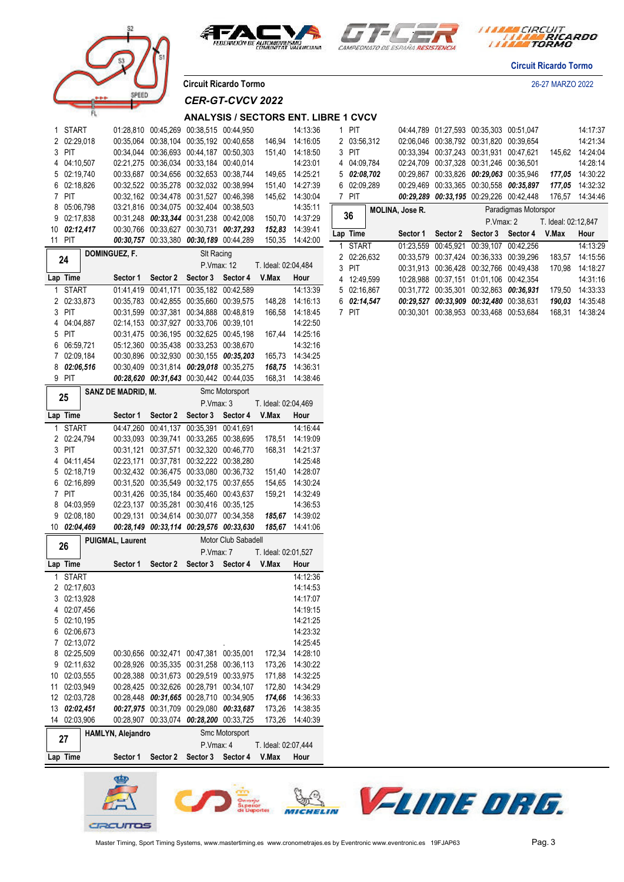Circuit Ricardo Tormo

26-27 MARZO 2022

Circuit Ricardo Tormo

## CER-GT-CVCV 2022

### ANALYSIS / SECTORS ENT. LIBRE 1 CVCV

| Lap | Time | Sector 1 | Sector 2 | Sector 3 | Sector 4 | V.Max | Hour |
|---|---|---|---|---|---|---|---|
| 1 | START | 01:28,810 | 00:45,269 | 00:38,515 | 00:44,950 | | 14:13:36 |
| 2 | 02:29,018 | 00:35,064 | 00:38,104 | 00:35,192 | 00:40,658 | 146,94 | 14:16:05 |
| 3 | PIT | 00:34,044 | 00:36,693 | 00:44,187 | 00:50,303 | 151,40 | 14:18:50 |
| 4 | 04:10,507 | 02:21,275 | 00:36,034 | 00:33,184 | 00:40,014 | | 14:23:01 |
| 5 | 02:19,740 | 00:33,687 | 00:34,656 | 00:32,653 | 00:38,744 | 149,65 | 14:25:21 |
| 6 | 02:18,826 | 00:32,522 | 00:35,278 | 00:32,032 | 00:38,994 | 151,40 | 14:27:39 |
| 7 | PIT | 00:32,162 | 00:34,478 | 00:31,527 | 00:46,398 | 145,62 | 14:30:04 |
| 8 | 05:06,798 | 03:21,816 | 00:34,075 | 00:32,404 | 00:38,503 | | 14:35:11 |
| 9 | 02:17,838 | 00:31,248 | ***00:33,344*** | 00:31,238 | 00:42,008 | 150,70 | 14:37:29 |
| 10 | ***02:12,417*** | 00:30,766 | 00:33,627 | 00:30,731 | ***00:37,293*** | ***152,83*** | 14:39:41 |
| 11 | PIT | ***00:30,757*** | 00:33,380 | ***00:30,189*** | 00:44,289 | 150,35 | 14:42:00 |

**24** — **DOMINGUEZ, F.** — Slt Racing — P.Vmax: 12 — T. Ideal: 02:04,484

| Lap | Time | Sector 1 | Sector 2 | Sector 3 | Sector 4 | V.Max | Hour |
|---|---|---|---|---|---|---|---|
| 1 | START | 01:41,419 | 00:41,171 | 00:35,182 | 00:42,589 | | 14:13:39 |
| 2 | 02:33,873 | 00:35,783 | 00:42,855 | 00:35,660 | 00:39,575 | 148,28 | 14:16:13 |
| 3 | PIT | 00:31,599 | 00:37,381 | 00:34,888 | 00:48,819 | 166,58 | 14:18:45 |
| 4 | 04:04,887 | 02:14,153 | 00:37,927 | 00:33,706 | 00:39,101 | | 14:22:50 |
| 5 | PIT | 00:31,475 | 00:36,195 | 00:32,625 | 00:45,198 | 167,44 | 14:25:16 |
| 6 | 06:59,721 | 05:12,360 | 00:35,438 | 00:33,253 | 00:38,670 | | 14:32:16 |
| 7 | 02:09,184 | 00:30,896 | 00:32,930 | 00:30,155 | ***00:35,203*** | 165,73 | 14:34:25 |
| 8 | ***02:06,516*** | 00:30,409 | 00:31,814 | ***00:29,018*** | 00:35,275 | ***168,75*** | 14:36:31 |
| 9 | PIT | ***00:28,620*** | ***00:31,643*** | 00:30,442 | 00:44,035 | 168,31 | 14:38:46 |

**25** — **SANZ DE MADRID, M.** — Smc Motorsport — P.Vmax: 3 — T. Ideal: 02:04,469

| Lap | Time | Sector 1 | Sector 2 | Sector 3 | Sector 4 | V.Max | Hour |
|---|---|---|---|---|---|---|---|
| 1 | START | 04:47,260 | 00:41,137 | 00:35,391 | 00:41,691 | | 14:16:44 |
| 2 | 02:24,794 | 00:33,093 | 00:39,741 | 00:33,265 | 00:38,695 | 178,51 | 14:19:09 |
| 3 | PIT | 00:31,121 | 00:37,571 | 00:32,320 | 00:46,770 | 168,31 | 14:21:37 |
| 4 | 04:11,454 | 02:23,171 | 00:37,781 | 00:32,222 | 00:38,280 | | 14:25:48 |
| 5 | 02:18,719 | 00:32,432 | 00:36,475 | 00:33,080 | 00:36,732 | 151,40 | 14:28:07 |
| 6 | 02:16,899 | 00:31,520 | 00:35,549 | 00:32,175 | 00:37,655 | 154,65 | 14:30:24 |
| 7 | PIT | 00:31,426 | 00:35,184 | 00:35,460 | 00:43,637 | 159,21 | 14:32:49 |
| 8 | 04:03,959 | 02:23,137 | 00:35,281 | 00:30,416 | 00:35,125 | | 14:36:53 |
| 9 | 02:08,180 | 00:29,131 | 00:34,614 | 00:30,077 | 00:34,358 | ***185,67*** | 14:39:02 |
| 10 | ***02:04,469*** | ***00:28,149*** | ***00:33,114*** | ***00:29,576*** | ***00:33,630*** | ***185,67*** | 14:41:06 |

**26** — **PUIGMAL, Laurent** — Motor Club Sabadell — P.Vmax: 7 — T. Ideal: 02:01,527

| Lap | Time | Sector 1 | Sector 2 | Sector 3 | Sector 4 | V.Max | Hour |
|---|---|---|---|---|---|---|---|
| 1 | START | | | | | | 14:12:36 |
| 2 | 02:17,603 | | | | | | 14:14:53 |
| 3 | 02:13,928 | | | | | | 14:17:07 |
| 4 | 02:07,456 | | | | | | 14:19:15 |
| 5 | 02:10,195 | | | | | | 14:21:25 |
| 6 | 02:06,673 | | | | | | 14:23:32 |
| 7 | 02:13,072 | | | | | | 14:25:45 |
| 8 | 02:25,509 | 00:30,656 | 00:32,471 | 00:47,381 | 00:35,001 | 172,34 | 14:28:10 |
| 9 | 02:11,632 | 00:28,926 | 00:35,335 | 00:31,258 | 00:36,113 | 173,26 | 14:30:22 |
| 10 | 02:03,555 | 00:28,388 | 00:31,673 | 00:29,519 | 00:33,975 | 171,88 | 14:32:25 |
| 11 | 02:03,949 | 00:28,425 | 00:32,626 | 00:28,791 | 00:34,107 | 172,80 | 14:34:29 |
| 12 | 02:03,728 | 00:28,448 | ***00:31,665*** | 00:28,710 | 00:34,905 | ***174,66*** | 14:36:33 |
| 13 | ***02:02,451*** | ***00:27,975*** | 00:31,709 | 00:29,080 | ***00:33,687*** | 173,26 | 14:38:35 |
| 14 | 02:03,906 | 00:28,907 | 00:33,074 | ***00:28,200*** | 00:33,725 | 173,26 | 14:40:39 |

**27** — **HAMLYN, Alejandro** — Smc Motorsport — P.Vmax: 4 — T. Ideal: 02:07,444

| Lap | Time | Sector 1 | Sector 2 | Sector 3 | Sector 4 | V.Max | Hour |
|---|---|---|---|---|---|---|---|
| 1 | PIT | 04:44,789 | 01:27,593 | 00:35,303 | 00:51,047 | | 14:17:37 |
| 2 | 03:56,312 | 02:06,046 | 00:38,792 | 00:31,820 | 00:39,654 | | 14:21:34 |
| 3 | PIT | 00:33,394 | 00:37,243 | 00:31,931 | 00:47,621 | 145,62 | 14:24:04 |
| 4 | 04:09,784 | 02:24,709 | 00:37,328 | 00:31,246 | 00:36,501 | | 14:28:14 |
| 5 | ***02:08,702*** | 00:29,867 | 00:33,826 | ***00:29,063*** | 00:35,946 | ***177,05*** | 14:30:22 |
| 6 | 02:09,289 | 00:29,469 | 00:33,365 | 00:30,558 | ***00:35,897*** | ***177,05*** | 14:32:32 |
| 7 | PIT | ***00:29,289*** | ***00:33,195*** | 00:29,226 | 00:42,448 | 176,57 | 14:34:46 |

**36** — **MOLINA, Jose R.** — Paradigmas Motorspor — P.Vmax: 2 — T. Ideal: 02:12,847

| Lap | Time | Sector 1 | Sector 2 | Sector 3 | Sector 4 | V.Max | Hour |
|---|---|---|---|---|---|---|---|
| 1 | START | 01:23,559 | 00:45,921 | 00:39,107 | 00:42,256 | | 14:13:29 |
| 2 | 02:26,632 | 00:33,579 | 00:37,424 | 00:36,333 | 00:39,296 | 183,57 | 14:15:56 |
| 3 | PIT | 00:31,913 | 00:36,428 | 00:32,766 | 00:49,438 | 170,98 | 14:18:27 |
| 4 | 12:49,599 | 10:28,988 | 00:37,151 | 01:01,106 | 00:42,354 | | 14:31:16 |
| 5 | 02:16,867 | 00:31,772 | 00:35,301 | 00:32,863 | ***00:36,931*** | 179,50 | 14:33:33 |
| 6 | ***02:14,547*** | ***00:29,527*** | ***00:33,909*** | ***00:32,480*** | 00:38,631 | ***190,03*** | 14:35:48 |
| 7 | PIT | 00:30,301 | 00:38,953 | 00:33,468 | 00:53,684 | 168,31 | 14:38:24 |

Master Timing, Sport Timing Systems, www.mastertiming.es www.cronometrajes.es by Eventronic www.eventronic.es 19FJAP63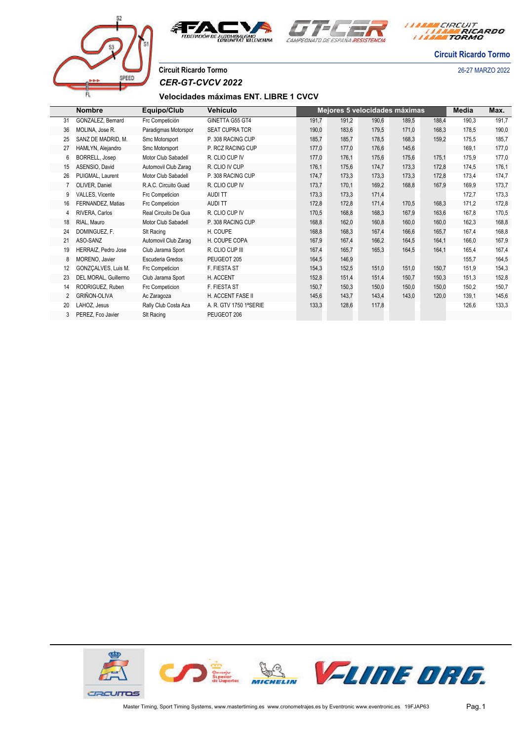Circuit Ricardo Tormo

26-27 MARZO 2022

Circuit Ricardo Tormo

*CER-GT-CVCV 2022*

### Velocidades máximas ENT. LIBRE 1 CVCV

| | Nombre | Equipo/Club | Vehículo | Mejores 5 velocidades máximas | | | | | Media | Max. |
|---|---|---|---|---|---|---|---|---|---|---|
| 31 | GONZALEZ, Bernard | Frc Competición | GINETTA G55 GT4 | 191,7 | 191,2 | 190,6 | 189,5 | 188,4 | 190,3 | 191,7 |
| 36 | MOLINA, Jose R. | Paradigmas Motorspor | SEAT CUPRA TCR | 190,0 | 183,6 | 179,5 | 171,0 | 168,3 | 178,5 | 190,0 |
| 25 | SANZ DE MADRID, M. | Smc Motorsport | P. 308 RACING CUP | 185,7 | 185,7 | 178,5 | 168,3 | 159,2 | 175,5 | 185,7 |
| 27 | HAMLYN, Alejandro | Smc Motorsport | P. RCZ RACING CUP | 177,0 | 177,0 | 176,6 | 145,6 | | 169,1 | 177,0 |
| 6 | BORRELL, Josep | Motor Club Sabadell | R. CLIO CUP IV | 177,0 | 176,1 | 175,6 | 175,6 | 175,1 | 175,9 | 177,0 |
| 15 | ASENSIO, David | Automovil Club Zarag | R. CLIO IV CUP | 176,1 | 175,6 | 174,7 | 173,3 | 172,8 | 174,5 | 176,1 |
| 26 | PUIGMAL, Laurent | Motor Club Sabadell | P. 308 RACING CUP | 174,7 | 173,3 | 173,3 | 173,3 | 172,8 | 173,4 | 174,7 |
| 7 | OLIVER, Daniel | R.A.C. Circuito Guad | R. CLIO CUP IV | 173,7 | 170,1 | 169,2 | 168,8 | 167,9 | 169,9 | 173,7 |
| 9 | VALLES, Vicente | Frc Competicion | AUDI TT | 173,3 | 173,3 | 171,4 | | | 172,7 | 173,3 |
| 16 | FERNANDEZ, Matias | Frc Competicion | AUDI TT | 172,8 | 172,8 | 171,4 | 170,5 | 168,3 | 171,2 | 172,8 |
| 4 | RIVERA, Carlos | Real Circuito De Gua | R. CLIO CUP IV | 170,5 | 168,8 | 168,3 | 167,9 | 163,6 | 167,8 | 170,5 |
| 18 | RIAL, Mauro | Motor Club Sabadell | P. 308 RACING CUP | 168,8 | 162,0 | 160,8 | 160,0 | 160,0 | 162,3 | 168,8 |
| 24 | DOMINGUEZ, F. | Slt Racing | H. COUPE | 168,8 | 168,3 | 167,4 | 166,6 | 165,7 | 167,4 | 168,8 |
| 21 | ASO-SANZ | Automovil Club Zarag | H. COUPE COPA | 167,9 | 167,4 | 166,2 | 164,5 | 164,1 | 166,0 | 167,9 |
| 19 | HERRAIZ, Pedro Jose | Club Jarama Sport | R. CLIO CUP III | 167,4 | 165,7 | 165,3 | 164,5 | 164,1 | 165,4 | 167,4 |
| 8 | MORENO, Javier | Escuderia Gredos | PEUGEOT 205 | 164,5 | 146,9 | | | | 155,7 | 164,5 |
| 12 | GONZÇALVES, Luis M. | Frc Competicion | F. FIESTA ST | 154,3 | 152,5 | 151,0 | 151,0 | 150,7 | 151,9 | 154,3 |
| 23 | DEL MORAL, Guillermo | Club Jarama Sport | H. ACCENT | 152,8 | 151,4 | 151,4 | 150,7 | 150,3 | 151,3 | 152,8 |
| 14 | RODRIGUEZ, Ruben | Frc Competicion | F. FIESTA ST | 150,7 | 150,3 | 150,0 | 150,0 | 150,0 | 150,2 | 150,7 |
| 2 | GRIÑON-OLIVA | Ac Zaragoza | H. ACCENT FASE II | 145,6 | 143,7 | 143,4 | 143,0 | 120,0 | 139,1 | 145,6 |
| 20 | LAHOZ, Jesus | Rally Club Costa Aza | A. R. GTV 1750 1ªSERIE | 133,3 | 128,6 | 117,8 | | | 126,6 | 133,3 |
| 3 | PEREZ, Fco Javier | Slt Racing | PEUGEOT 206 | | | | | | | |

Master Timing, Sport Timing Systems, www.mastertiming.es www.cronometrajes.es by Eventronic www.eventronic.es 19FJAP63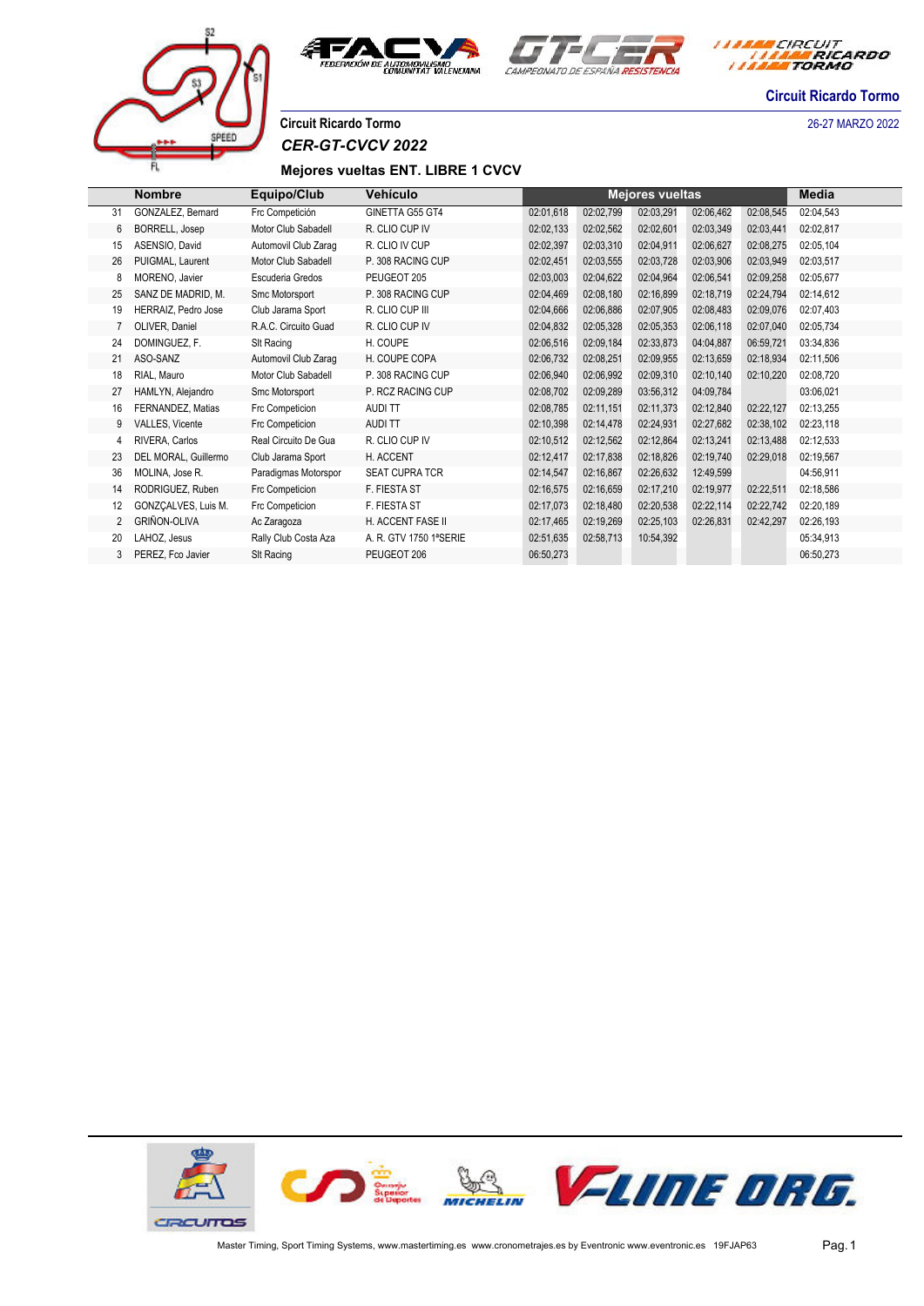Circuit Ricardo Tormo

26-27 MARZO 2022

**Circuit Ricardo Tormo**

***CER-GT-CVCV 2022***

**Mejores vueltas ENT. LIBRE 1 CVCV**

| | Nombre | Equipo/Club | Vehículo | Mejores vueltas | | | | | Media |
|---|---|---|---|---|---|---|---|---|---|
| 31 | GONZALEZ, Bernard | Frc Competición | GINETTA G55 GT4 | 02:01,618 | 02:02,799 | 02:03,291 | 02:06,462 | 02:08,545 | 02:04,543 |
| 6 | BORRELL, Josep | Motor Club Sabadell | R. CLIO CUP IV | 02:02,133 | 02:02,562 | 02:02,601 | 02:03,349 | 02:03,441 | 02:02,817 |
| 15 | ASENSIO, David | Automovil Club Zarag | R. CLIO IV CUP | 02:02,397 | 02:03,310 | 02:04,911 | 02:06,627 | 02:08,275 | 02:05,104 |
| 26 | PUIGMAL, Laurent | Motor Club Sabadell | P. 308 RACING CUP | 02:02,451 | 02:03,555 | 02:03,728 | 02:03,906 | 02:03,949 | 02:03,517 |
| 8 | MORENO, Javier | Escuderia Gredos | PEUGEOT 205 | 02:03,003 | 02:04,622 | 02:04,964 | 02:06,541 | 02:09,258 | 02:05,677 |
| 25 | SANZ DE MADRID, M. | Smc Motorsport | P. 308 RACING CUP | 02:04,469 | 02:08,180 | 02:16,899 | 02:18,719 | 02:24,794 | 02:14,612 |
| 19 | HERRAIZ, Pedro Jose | Club Jarama Sport | R. CLIO CUP III | 02:04,666 | 02:06,886 | 02:07,905 | 02:08,483 | 02:09,076 | 02:07,403 |
| 7 | OLIVER, Daniel | R.A.C. Circuito Guad | R. CLIO CUP IV | 02:04,832 | 02:05,328 | 02:05,353 | 02:06,118 | 02:07,040 | 02:05,734 |
| 24 | DOMINGUEZ, F. | Slt Racing | H. COUPE | 02:06,516 | 02:09,184 | 02:33,873 | 04:04,887 | 06:59,721 | 03:34,836 |
| 21 | ASO-SANZ | Automovil Club Zarag | H. COUPE COPA | 02:06,732 | 02:08,251 | 02:09,955 | 02:13,659 | 02:18,934 | 02:11,506 |
| 18 | RIAL, Mauro | Motor Club Sabadell | P. 308 RACING CUP | 02:06,940 | 02:06,992 | 02:09,310 | 02:10,140 | 02:10,220 | 02:08,720 |
| 27 | HAMLYN, Alejandro | Smc Motorsport | P. RCZ RACING CUP | 02:08,702 | 02:09,289 | 03:56,312 | 02:09,784 | | 03:06,021 |
| 16 | FERNANDEZ, Matias | Frc Competicion | AUDI TT | 02:08,785 | 02:11,151 | 02:11,373 | 02:12,840 | 02:22,127 | 02:13,255 |
| 9 | VALLES, Vicente | Frc Competicion | AUDI TT | 02:10,398 | 02:14,478 | 02:24,931 | 02:27,682 | 02:38,102 | 02:23,118 |
| 4 | RIVERA, Carlos | Real Circuito De Gua | R. CLIO CUP IV | 02:10,512 | 02:12,562 | 02:12,864 | 02:13,241 | 02:13,488 | 02:12,533 |
| 23 | DEL MORAL, Guillermo | Club Jarama Sport | H. ACCENT | 02:12,417 | 02:17,838 | 02:18,826 | 02:19,740 | 02:29,018 | 02:19,567 |
| 36 | MOLINA, Jose R. | Paradigmas Motorspor | SEAT CUPRA TCR | 02:14,547 | 02:16,867 | 02:26,632 | 12:49,599 | | 04:56,911 |
| 14 | RODRIGUEZ, Ruben | Frc Competicion | F. FIESTA ST | 02:16,575 | 02:16,659 | 02:17,210 | 02:19,977 | 02:22,511 | 02:18,586 |
| 12 | GONZÇALVES, Luis M. | Frc Competicion | F. FIESTA ST | 02:17,073 | 02:18,480 | 02:20,538 | 02:22,114 | 02:22,742 | 02:20,189 |
| 2 | GRIÑON-OLIVA | Ac Zaragoza | H. ACCENT FASE II | 02:17,465 | 02:19,269 | 02:25,103 | 02:26,831 | 02:42,297 | 02:26,193 |
| 20 | LAHOZ, Jesus | Rally Club Costa Aza | A. R. GTV 1750 1ªSERIE | 02:51,635 | 02:58,713 | 10:54,392 | | | 05:34,913 |
| 3 | PEREZ, Fco Javier | Slt Racing | PEUGEOT 206 | 06:50,273 | | | | | 06:50,273 |

Master Timing, Sport Timing Systems, www.mastertiming.es www.cronometrajes.es by Eventronic www.eventronic.es 19FJAP63